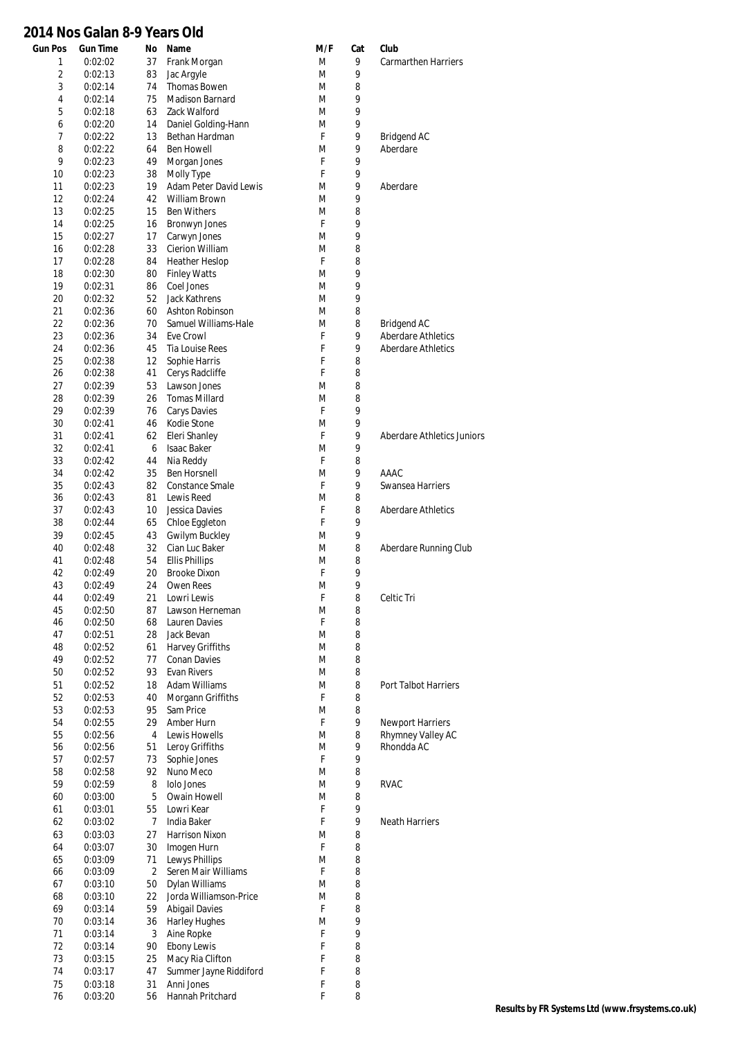# 2014 Nos Galan 8-9 Years Old

| Gun Pos | Gun Time | No | Name | M/F | Cat | Club |
|---|---|---|---|---|---|---|
| 1 | 0:02:02 | 37 | Frank Morgan | M | 9 | Carmarthen Harriers |
| 2 | 0:02:13 | 83 | Jac Argyle | M | 9 | |
| 3 | 0:02:14 | 74 | Thomas Bowen | M | 8 | |
| 4 | 0:02:14 | 75 | Madison Barnard | M | 9 | |
| 5 | 0:02:18 | 63 | Zack Walford | M | 9 | |
| 6 | 0:02:20 | 14 | Daniel Golding-Hann | M | 9 | |
| 7 | 0:02:22 | 13 | Bethan Hardman | F | 9 | Bridgend AC |
| 8 | 0:02:22 | 64 | Ben Howell | M | 9 | Aberdare |
| 9 | 0:02:23 | 49 | Morgan Jones | F | 9 | |
| 10 | 0:02:23 | 38 | Molly Type | F | 9 | |
| 11 | 0:02:23 | 19 | Adam Peter David Lewis | M | 9 | Aberdare |
| 12 | 0:02:24 | 42 | William Brown | M | 9 | |
| 13 | 0:02:25 | 15 | Ben Withers | M | 8 | |
| 14 | 0:02:25 | 16 | Bronwyn Jones | F | 9 | |
| 15 | 0:02:27 | 17 | Carwyn Jones | M | 9 | |
| 16 | 0:02:28 | 33 | Cierion William | M | 8 | |
| 17 | 0:02:28 | 84 | Heather Heslop | F | 8 | |
| 18 | 0:02:30 | 80 | Finley Watts | M | 9 | |
| 19 | 0:02:31 | 86 | Coel Jones | M | 9 | |
| 20 | 0:02:32 | 52 | Jack Kathrens | M | 9 | |
| 21 | 0:02:36 | 60 | Ashton Robinson | M | 8 | |
| 22 | 0:02:36 | 70 | Samuel Williams-Hale | M | 8 | Bridgend AC |
| 23 | 0:02:36 | 34 | Eve Crowl | F | 9 | Aberdare Athletics |
| 24 | 0:02:36 | 45 | Tia Louise Rees | F | 9 | Aberdare Athletics |
| 25 | 0:02:38 | 12 | Sophie Harris | F | 8 | |
| 26 | 0:02:38 | 41 | Cerys Radcliffe | F | 8 | |
| 27 | 0:02:39 | 53 | Lawson Jones | M | 8 | |
| 28 | 0:02:39 | 26 | Tomas Millard | M | 8 | |
| 29 | 0:02:39 | 76 | Carys Davies | F | 9 | |
| 30 | 0:02:41 | 46 | Kodie Stone | M | 9 | |
| 31 | 0:02:41 | 62 | Eleri Shanley | F | 9 | Aberdare Athletics Juniors |
| 32 | 0:02:41 | 6 | Isaac Baker | M | 9 | |
| 33 | 0:02:42 | 44 | Nia Reddy | F | 8 | |
| 34 | 0:02:42 | 35 | Ben Horsnell | M | 9 | AAAC |
| 35 | 0:02:43 | 82 | Constance Smale | F | 9 | Swansea Harriers |
| 36 | 0:02:43 | 81 | Lewis Reed | M | 8 | |
| 37 | 0:02:43 | 10 | Jessica Davies | F | 8 | Aberdare Athletics |
| 38 | 0:02:44 | 65 | Chloe Eggleton | F | 9 | |
| 39 | 0:02:45 | 43 | Gwilym Buckley | M | 9 | |
| 40 | 0:02:48 | 32 | Cian Luc Baker | M | 8 | Aberdare Running Club |
| 41 | 0:02:48 | 54 | Ellis Phillips | M | 8 | |
| 42 | 0:02:49 | 20 | Brooke Dixon | F | 9 | |
| 43 | 0:02:49 | 24 | Owen Rees | M | 9 | |
| 44 | 0:02:49 | 21 | Lowri Lewis | F | 8 | Celtic Tri |
| 45 | 0:02:50 | 87 | Lawson Herneman | M | 8 | |
| 46 | 0:02:50 | 68 | Lauren Davies | F | 8 | |
| 47 | 0:02:51 | 28 | Jack Bevan | M | 8 | |
| 48 | 0:02:52 | 61 | Harvey Griffiths | M | 8 | |
| 49 | 0:02:52 | 77 | Conan Davies | M | 8 | |
| 50 | 0:02:52 | 93 | Evan Rivers | M | 8 | |
| 51 | 0:02:52 | 18 | Adam Williams | M | 8 | Port Talbot Harriers |
| 52 | 0:02:53 | 40 | Morgann Griffiths | F | 8 | |
| 53 | 0:02:53 | 95 | Sam Price | M | 8 | |
| 54 | 0:02:55 | 29 | Amber Hurn | F | 9 | Newport Harriers |
| 55 | 0:02:56 | 4 | Lewis Howells | M | 8 | Rhymney Valley AC |
| 56 | 0:02:56 | 51 | Leroy Griffiths | M | 9 | Rhondda AC |
| 57 | 0:02:57 | 73 | Sophie Jones | F | 9 | |
| 58 | 0:02:58 | 92 | Nuno Meco | M | 8 | |
| 59 | 0:02:59 | 8 | Iolo Jones | M | 9 | RVAC |
| 60 | 0:03:00 | 5 | Owain Howell | M | 8 | |
| 61 | 0:03:01 | 55 | Lowri Kear | F | 9 | |
| 62 | 0:03:02 | 7 | India Baker | F | 9 | Neath Harriers |
| 63 | 0:03:03 | 27 | Harrison Nixon | M | 8 | |
| 64 | 0:03:07 | 30 | Imogen Hurn | F | 8 | |
| 65 | 0:03:09 | 71 | Lewys Phillips | M | 8 | |
| 66 | 0:03:09 | 2 | Seren Mair Williams | F | 8 | |
| 67 | 0:03:10 | 50 | Dylan Williams | M | 8 | |
| 68 | 0:03:10 | 22 | Jorda Williamson-Price | M | 8 | |
| 69 | 0:03:14 | 59 | Abigail Davies | F | 8 | |
| 70 | 0:03:14 | 36 | Harley Hughes | M | 9 | |
| 71 | 0:03:14 | 3 | Aine Ropke | F | 9 | |
| 72 | 0:03:14 | 90 | Ebony Lewis | F | 8 | |
| 73 | 0:03:15 | 25 | Macy Ria Clifton | F | 8 | |
| 74 | 0:03:17 | 47 | Summer Jayne Riddiford | F | 8 | |
| 75 | 0:03:18 | 31 | Anni Jones | F | 8 | |
| 76 | 0:03:20 | 56 | Hannah Pritchard | F | 8 | |

**Results by FR Systems Ltd (www.frsystems.co.uk)**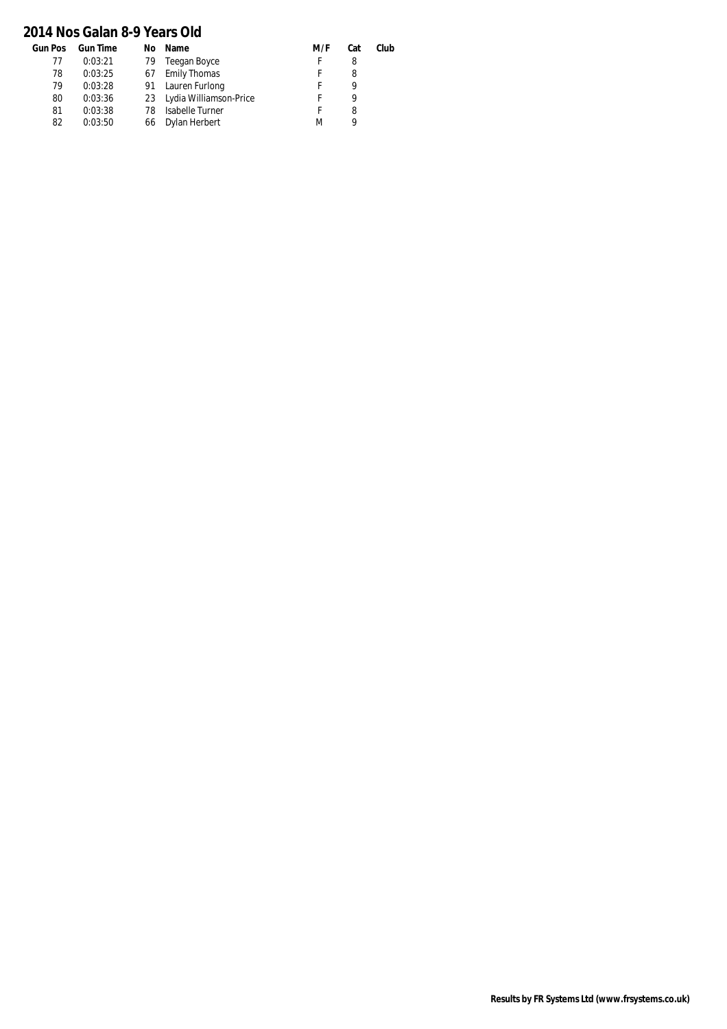## 2014 Nos Galan 8-9 Years Old

| Gun Pos | Gun Time | No | Name | M/F | Cat | Club |
|---|---|---|---|---|---|---|
| 77 | 0:03:21 | 79 | Teegan Boyce | F | 8 | |
| 78 | 0:03:25 | 67 | Emily Thomas | F | 8 | |
| 79 | 0:03:28 | 91 | Lauren Furlong | F | 9 | |
| 80 | 0:03:36 | 23 | Lydia Williamson-Price | F | 9 | |
| 81 | 0:03:38 | 78 | Isabelle Turner | F | 8 | |
| 82 | 0:03:50 | 66 | Dylan Herbert | M | 9 | |

**Results by FR Systems Ltd (www.frsystems.co.uk)**